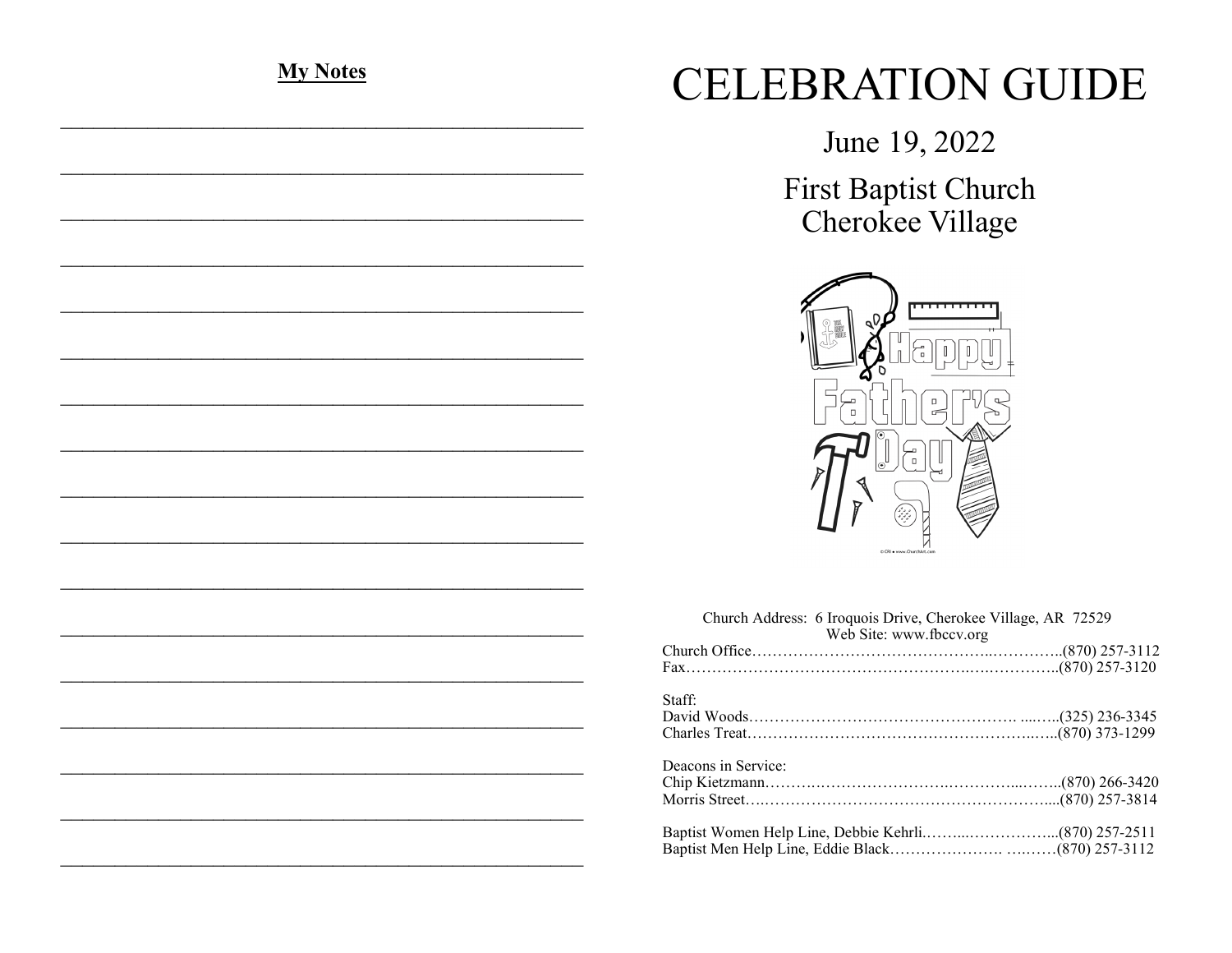**My Notes**

\_\_\_\_\_\_\_\_\_\_\_\_\_\_\_\_\_\_\_\_\_\_\_\_\_\_\_\_\_\_\_\_\_\_\_\_\_\_\_\_\_\_\_\_\_\_\_\_

\_\_\_\_\_\_\_\_\_\_\_\_\_\_\_\_\_\_\_\_\_\_\_\_\_\_\_\_\_\_\_\_\_\_\_\_\_\_\_\_\_\_\_\_\_\_\_\_

\_\_\_\_\_\_\_\_\_\_\_\_\_\_\_\_\_\_\_\_\_\_\_\_\_\_\_\_\_\_\_\_\_\_\_\_\_\_\_\_\_\_\_\_\_\_\_\_

\_\_\_\_\_\_\_\_\_\_\_\_\_\_\_\_\_\_\_\_\_\_\_\_\_\_\_\_\_\_\_\_\_\_\_\_\_\_\_\_\_\_\_\_\_\_\_\_

\_\_\_\_\_\_\_\_\_\_\_\_\_\_\_\_\_\_\_\_\_\_\_\_\_\_\_\_\_\_\_\_\_\_\_\_\_\_\_\_\_\_\_\_\_\_\_\_

\_\_\_\_\_\_\_\_\_\_\_\_\_\_\_\_\_\_\_\_\_\_\_\_\_\_\_\_\_\_\_\_\_\_\_\_\_\_\_\_\_\_\_\_\_\_\_\_

\_\_\_\_\_\_\_\_\_\_\_\_\_\_\_\_\_\_\_\_\_\_\_\_\_\_\_\_\_\_\_\_\_\_\_\_\_\_\_\_\_\_\_\_\_\_\_\_

\_\_\_\_\_\_\_\_\_\_\_\_\_\_\_\_\_\_\_\_\_\_\_\_\_\_\_\_\_\_\_\_\_\_\_\_\_\_\_\_\_\_\_\_\_\_\_\_

\_\_\_\_\_\_\_\_\_\_\_\_\_\_\_\_\_\_\_\_\_\_\_\_\_\_\_\_\_\_\_\_\_\_\_\_\_\_\_\_\_\_\_\_\_\_\_\_

\_\_\_\_\_\_\_\_\_\_\_\_\_\_\_\_\_\_\_\_\_\_\_\_\_\_\_\_\_\_\_\_\_\_\_\_\_\_\_\_\_\_\_\_\_\_\_\_

\_\_\_\_\_\_\_\_\_\_\_\_\_\_\_\_\_\_\_\_\_\_\_\_\_\_\_\_\_\_\_\_\_\_\_\_\_\_\_\_\_\_\_\_\_\_\_\_

\_\_\_\_\_\_\_\_\_\_\_\_\_\_\_\_\_\_\_\_\_\_\_\_\_\_\_\_\_\_\_\_\_\_\_\_\_\_\_\_\_\_\_\_\_\_\_\_

\_\_\_\_\_\_\_\_\_\_\_\_\_\_\_\_\_\_\_\_\_\_\_\_\_\_\_\_\_\_\_\_\_\_\_\_\_\_\_\_\_\_\_\_\_\_\_\_

\_\_\_\_\_\_\_\_\_\_\_\_\_\_\_\_\_\_\_\_\_\_\_\_\_\_\_\_\_\_\_\_\_\_\_\_\_\_\_\_\_\_\_\_\_\_\_\_

\_\_\_\_\_\_\_\_\_\_\_\_\_\_\_\_\_\_\_\_\_\_\_\_\_\_\_\_\_\_\_\_\_\_\_\_\_\_\_\_\_\_\_\_\_\_\_\_

\_\_\_\_\_\_\_\_\_\_\_\_\_\_\_\_\_\_\_\_\_\_\_\_\_\_\_\_\_\_\_\_\_\_\_\_\_\_\_\_\_\_\_\_\_\_\_\_

\_\_\_\_\_\_\_\_\_\_\_\_\_\_\_\_\_\_\_\_\_\_\_\_\_\_\_\_\_\_\_\_\_\_\_\_\_\_\_\_\_\_\_\_\_\_\_\_

# CELEBRATION GUIDE

## June 19, 2022

## First Baptist Church
## Cherokee Village

Happy Father's Day

© CRI • www.ChurchArt.com

Church Address: 6 Iroquois Drive, Cherokee Village, AR 72529
Web Site: www.fbccv.org

Church Office……………………………………………..…………..(870) 257-3112
Fax………………………………………………………….….………..(870) 257-3120

Staff:
David Woods………………………………………………. ...…..(325) 236-3345
Charles Treat…………………………………………………..…..(870) 373-1299

Deacons in Service:
Chip Kietzmann……….…………………….……….....……..(870) 266-3420
Morris Street….…………………………………………………....(870) 257-3814

Baptist Women Help Line, Debbie Kehrli.……....……………...(870) 257-2511
Baptist Men Help Line, Eddie Black…………………. …..……(870) 257-3112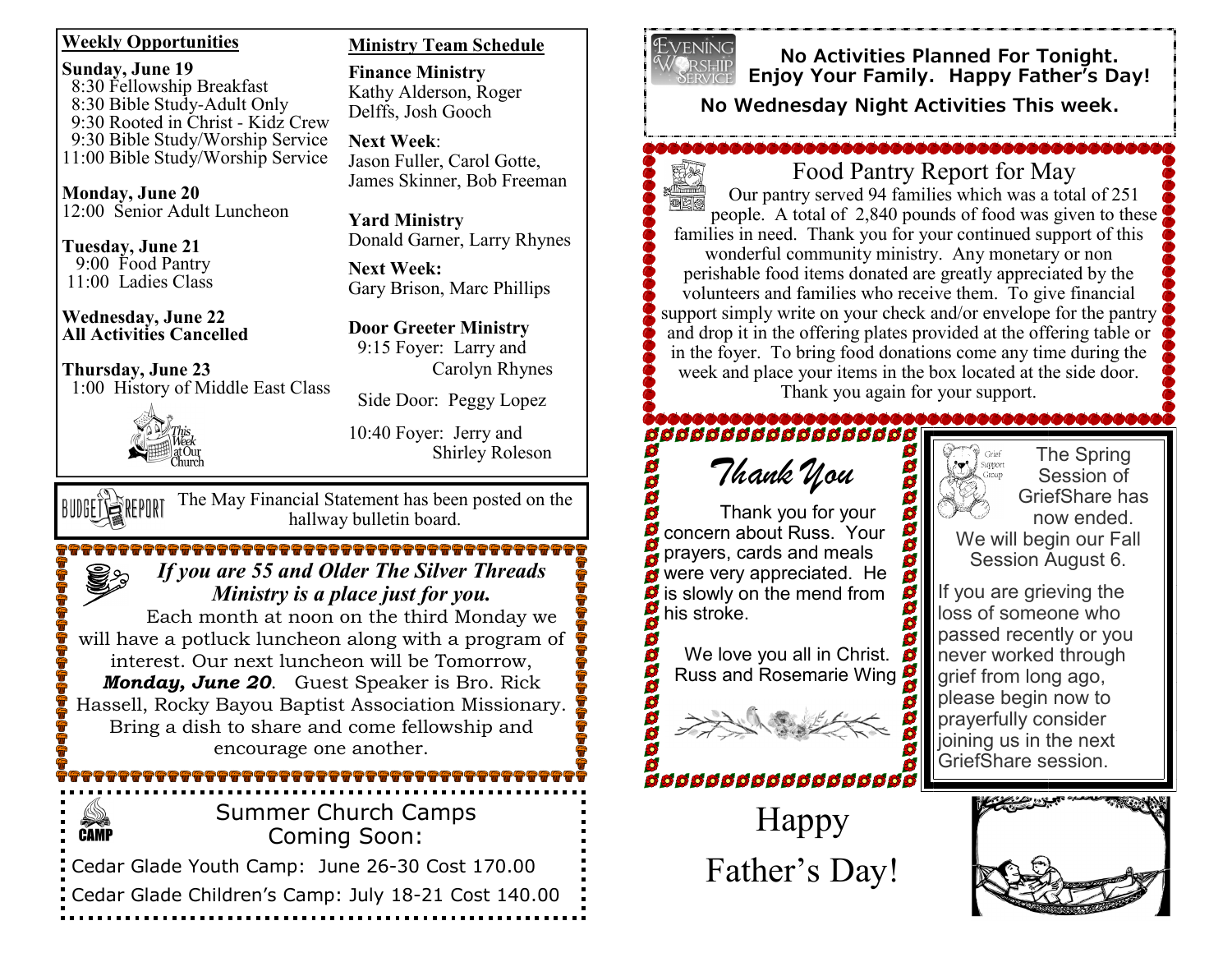## Weekly Opportunities

**Sunday, June 19**
8:30 Fellowship Breakfast
8:30 Bible Study-Adult Only
9:30 Rooted in Christ - Kidz Crew
9:30 Bible Study/Worship Service
11:00 Bible Study/Worship Service

**Monday, June 20**
12:00 Senior Adult Luncheon

**Tuesday, June 21**
9:00 Food Pantry
11:00 Ladies Class

**Wednesday, June 22**
**All Activities Cancelled**

**Thursday, June 23**
1:00 History of Middle East Class

## Ministry Team Schedule

**Finance Ministry**
Kathy Alderson, Roger Delffs, Josh Gooch

**Next Week**:
Jason Fuller, Carol Gotte, James Skinner, Bob Freeman

**Yard Ministry**
Donald Garner, Larry Rhynes

**Next Week:**
Gary Brison, Marc Phillips

**Door Greeter Ministry**
9:15 Foyer: Larry and Carolyn Rhynes

Side Door: Peggy Lopez

10:40 Foyer: Jerry and Shirley Roleson

BUDGET REPORT The May Financial Statement has been posted on the hallway bulletin board.

***If you are 55 and Older The Silver Threads Ministry is a place just for you.***

Each month at noon on the third Monday we will have a potluck luncheon along with a program of interest. Our next luncheon will be Tomorrow, ***Monday, June 20***. Guest Speaker is Bro. Rick Hassell, Rocky Bayou Baptist Association Missionary. Bring a dish to share and come fellowship and encourage one another.

## Summer Church Camps Coming Soon:

Cedar Glade Youth Camp: June 26-30 Cost 170.00

Cedar Glade Children's Camp: July 18-21 Cost 140.00

**No Activities Planned For Tonight. Enjoy Your Family. Happy Father's Day!**

**No Wednesday Night Activities This week.**

## Food Pantry Report for May

Our pantry served 94 families which was a total of 251 people. A total of 2,840 pounds of food was given to these families in need. Thank you for your continued support of this wonderful community ministry. Any monetary or non perishable food items donated are greatly appreciated by the volunteers and families who receive them. To give financial support simply write on your check and/or envelope for the pantry and drop it in the offering plates provided at the offering table or in the foyer. To bring food donations come any time during the week and place your items in the box located at the side door. Thank you again for your support.

## *Thank You*

Thank you for your concern about Russ. Your prayers, cards and meals were very appreciated. He is slowly on the mend from his stroke.

We love you all in Christ.
Russ and Rosemarie Wing

The Spring Session of GriefShare has now ended. We will begin our Fall Session August 6.

If you are grieving the loss of someone who passed recently or you never worked through grief from long ago, please begin now to prayerfully consider joining us in the next GriefShare session.

# Happy Father's Day!